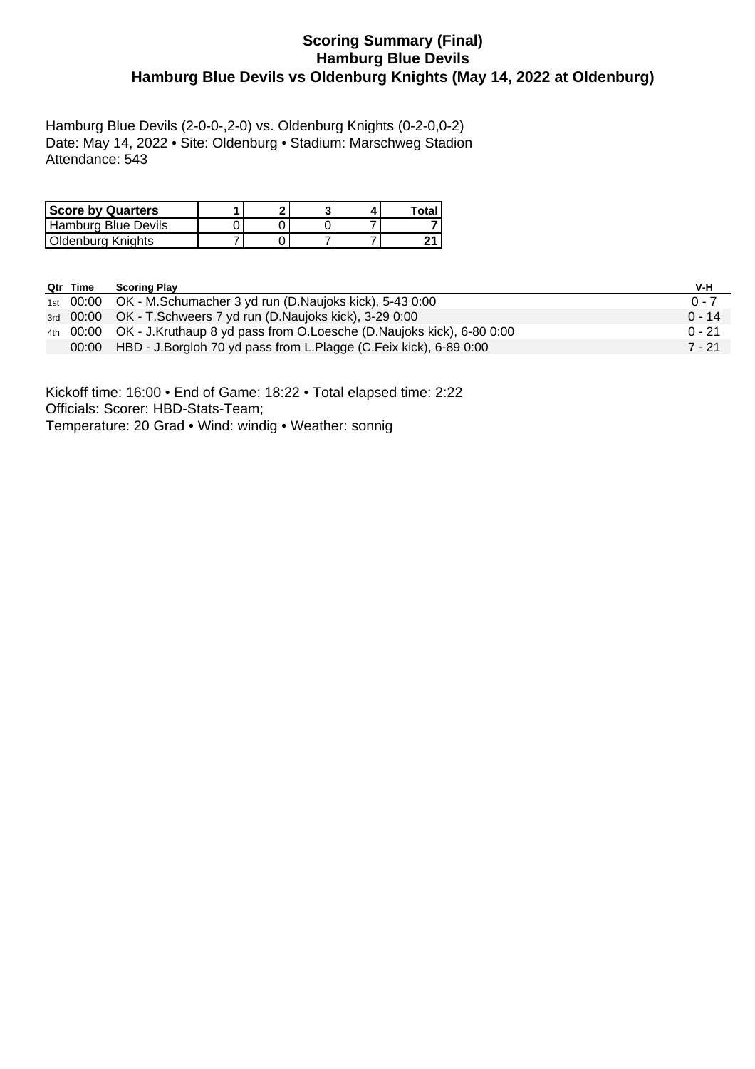# Scoring Summary (Final)
## Hamburg Blue Devils
## Hamburg Blue Devils vs Oldenburg Knights (May 14, 2022 at Oldenburg)

Hamburg Blue Devils (2-0-0-,2-0) vs. Oldenburg Knights (0-2-0,0-2)
Date: May 14, 2022 • Site: Oldenburg • Stadium: Marschweg Stadion
Attendance: 543

| Score by Quarters | 1 | 2 | 3 | 4 | Total |
|---|---|---|---|---|---|
| Hamburg Blue Devils | 0 | 0 | 0 | 7 | **7** |
| Oldenburg Knights | 7 | 0 | 7 | 7 | **21** |

| Qtr | Time | Scoring Play | V-H |
|---|---|---|---|
| 1st | 00:00 | OK - M.Schumacher 3 yd run (D.Naujoks kick), 5-43 0:00 | 0 - 7 |
| 3rd | 00:00 | OK - T.Schweers 7 yd run (D.Naujoks kick), 3-29 0:00 | 0 - 14 |
| 4th | 00:00 | OK - J.Kruthaup 8 yd pass from O.Loesche (D.Naujoks kick), 6-80 0:00 | 0 - 21 |
| | 00:00 | HBD - J.Borgloh 70 yd pass from L.Plagge (C.Feix kick), 6-89 0:00 | 7 - 21 |

Kickoff time: 16:00 • End of Game: 18:22 • Total elapsed time: 2:22
Officials: Scorer: HBD-Stats-Team;
Temperature: 20 Grad • Wind: windig • Weather: sonnig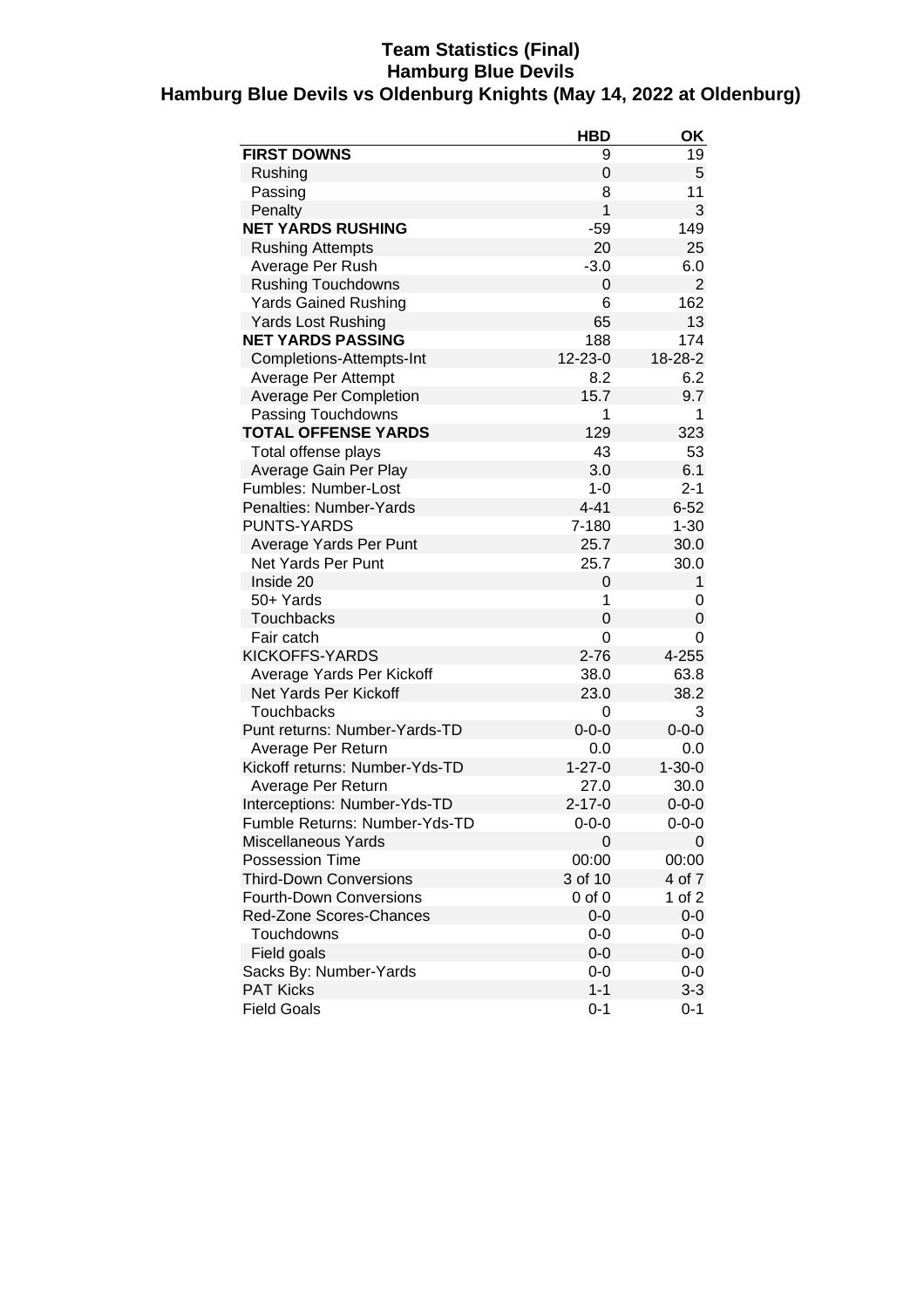# Team Statistics (Final)
## Hamburg Blue Devils
### Hamburg Blue Devils vs Oldenburg Knights (May 14, 2022 at Oldenburg)

| | HBD | OK |
|---|---|---|
| **FIRST DOWNS** | 9 | 19 |
| Rushing | 0 | 5 |
| Passing | 8 | 11 |
| Penalty | 1 | 3 |
| **NET YARDS RUSHING** | -59 | 149 |
| Rushing Attempts | 20 | 25 |
| Average Per Rush | -3.0 | 6.0 |
| Rushing Touchdowns | 0 | 2 |
| Yards Gained Rushing | 6 | 162 |
| Yards Lost Rushing | 65 | 13 |
| **NET YARDS PASSING** | 188 | 174 |
| Completions-Attempts-Int | 12-23-0 | 18-28-2 |
| Average Per Attempt | 8.2 | 6.2 |
| Average Per Completion | 15.7 | 9.7 |
| Passing Touchdowns | 1 | 1 |
| **TOTAL OFFENSE YARDS** | 129 | 323 |
| Total offense plays | 43 | 53 |
| Average Gain Per Play | 3.0 | 6.1 |
| Fumbles: Number-Lost | 1-0 | 2-1 |
| Penalties: Number-Yards | 4-41 | 6-52 |
| PUNTS-YARDS | 7-180 | 1-30 |
| Average Yards Per Punt | 25.7 | 30.0 |
| Net Yards Per Punt | 25.7 | 30.0 |
| Inside 20 | 0 | 1 |
| 50+ Yards | 1 | 0 |
| Touchbacks | 0 | 0 |
| Fair catch | 0 | 0 |
| KICKOFFS-YARDS | 2-76 | 4-255 |
| Average Yards Per Kickoff | 38.0 | 63.8 |
| Net Yards Per Kickoff | 23.0 | 38.2 |
| Touchbacks | 0 | 3 |
| Punt returns: Number-Yards-TD | 0-0-0 | 0-0-0 |
| Average Per Return | 0.0 | 0.0 |
| Kickoff returns: Number-Yds-TD | 1-27-0 | 1-30-0 |
| Average Per Return | 27.0 | 30.0 |
| Interceptions: Number-Yds-TD | 2-17-0 | 0-0-0 |
| Fumble Returns: Number-Yds-TD | 0-0-0 | 0-0-0 |
| Miscellaneous Yards | 0 | 0 |
| Possession Time | 00:00 | 00:00 |
| Third-Down Conversions | 3 of 10 | 4 of 7 |
| Fourth-Down Conversions | 0 of 0 | 1 of 2 |
| Red-Zone Scores-Chances | 0-0 | 0-0 |
| Touchdowns | 0-0 | 0-0 |
| Field goals | 0-0 | 0-0 |
| Sacks By: Number-Yards | 0-0 | 0-0 |
| PAT Kicks | 1-1 | 3-3 |
| Field Goals | 0-1 | 0-1 |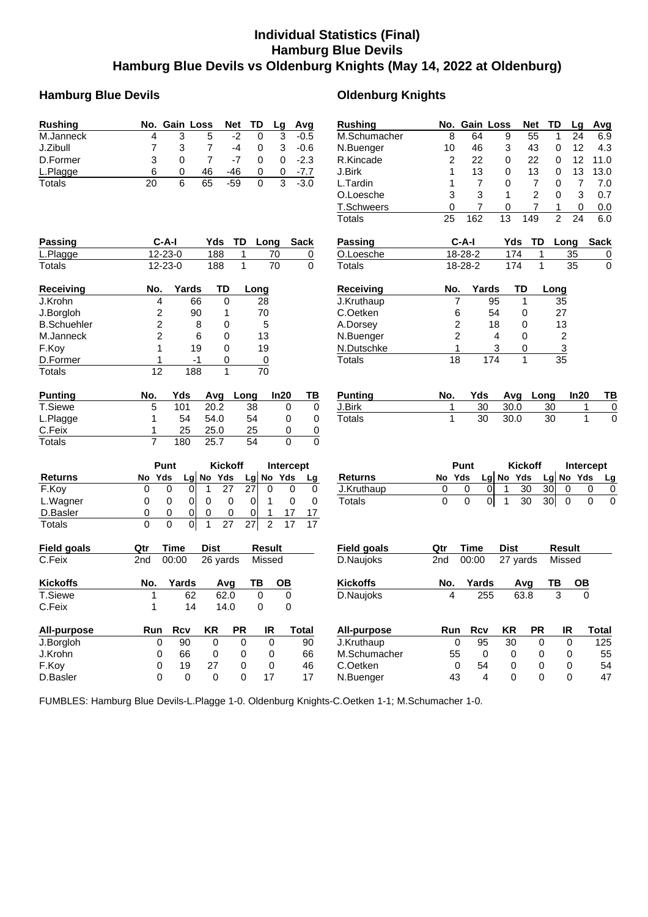# Individual Statistics (Final)
## Hamburg Blue Devils
## Hamburg Blue Devils vs Oldenburg Knights (May 14, 2022 at Oldenburg)

### Hamburg Blue Devils

| Rushing | No. | Gain | Loss | Net | TD | Lg | Avg |
|---|---|---|---|---|---|---|---|
| M.Janneck | 4 | 3 | 5 | -2 | 0 | 3 | -0.5 |
| J.Zibull | 7 | 3 | 7 | -4 | 0 | 3 | -0.6 |
| D.Former | 3 | 0 | 7 | -7 | 0 | 0 | -2.3 |
| L.Plagge | 6 | 0 | 46 | -46 | 0 | 0 | -7.7 |
| Totals | 20 | 6 | 65 | -59 | 0 | 3 | -3.0 |

| Passing | C-A-I | Yds | TD | Long | Sack |
|---|---|---|---|---|---|
| L.Plagge | 12-23-0 | 188 | 1 | 70 | 0 |
| Totals | 12-23-0 | 188 | 1 | 70 | 0 |

| Receiving | No. | Yards | TD | Long |
|---|---|---|---|---|
| J.Krohn | 4 | 66 | 0 | 28 |
| J.Borgloh | 2 | 90 | 1 | 70 |
| B.Schuehler | 2 | 8 | 0 | 5 |
| M.Janneck | 2 | 6 | 0 | 13 |
| F.Koy | 1 | 19 | 0 | 19 |
| D.Former | 1 | -1 | 0 | 0 |
| Totals | 12 | 188 | 1 | 70 |

| Punting | No. | Yds | Avg | Long | In20 | TB |
|---|---|---|---|---|---|---|
| T.Siewe | 5 | 101 | 20.2 | 38 | 0 | 0 |
| L.Plagge | 1 | 54 | 54.0 | 54 | 0 | 0 |
| C.Feix | 1 | 25 | 25.0 | 25 | 0 | 0 |
| Totals | 7 | 180 | 25.7 | 54 | 0 | 0 |

| | Punt | | | Kickoff | | | Intercept | | |
|---|---|---|---|---|---|---|---|---|---|
| Returns | No | Yds | Lg | No | Yds | Lg | No | Yds | Lg |
| F.Koy | 0 | 0 | 0 | 1 | 27 | 27 | 0 | 0 | 0 |
| L.Wagner | 0 | 0 | 0 | 0 | 0 | 0 | 1 | 0 | 0 |
| D.Basler | 0 | 0 | 0 | 0 | 0 | 0 | 1 | 17 | 17 |
| Totals | 0 | 0 | 0 | 1 | 27 | 27 | 2 | 17 | 17 |

| Field goals | Qtr | Time | Dist | Result |
|---|---|---|---|---|
| C.Feix | 2nd | 00:00 | 26 yards | Missed |

| Kickoffs | No. | Yards | Avg | TB | OB |
|---|---|---|---|---|---|
| T.Siewe | 1 | 62 | 62.0 | 0 | 0 |
| C.Feix | 1 | 14 | 14.0 | 0 | 0 |

| All-purpose | Run | Rcv | KR | PR | IR | Total |
|---|---|---|---|---|---|---|
| J.Borgloh | 0 | 90 | 0 | 0 | 0 | 90 |
| J.Krohn | 0 | 66 | 0 | 0 | 0 | 66 |
| F.Koy | 0 | 19 | 27 | 0 | 0 | 46 |
| D.Basler | 0 | 0 | 0 | 0 | 17 | 17 |

### Oldenburg Knights

| Rushing | No. | Gain | Loss | Net | TD | Lg | Avg |
|---|---|---|---|---|---|---|---|
| M.Schumacher | 8 | 64 | 9 | 55 | 1 | 24 | 6.9 |
| N.Buenger | 10 | 46 | 3 | 43 | 0 | 12 | 4.3 |
| R.Kincade | 2 | 22 | 0 | 22 | 0 | 12 | 11.0 |
| J.Birk | 1 | 13 | 0 | 13 | 0 | 13 | 13.0 |
| L.Tardin | 1 | 7 | 0 | 7 | 0 | 7 | 7.0 |
| O.Loesche | 3 | 3 | 1 | 2 | 0 | 3 | 0.7 |
| T.Schweers | 0 | 7 | 0 | 7 | 1 | 0 | 0.0 |
| Totals | 25 | 162 | 13 | 149 | 2 | 24 | 6.0 |

| Passing | C-A-I | Yds | TD | Long | Sack |
|---|---|---|---|---|---|
| O.Loesche | 18-28-2 | 174 | 1 | 35 | 0 |
| Totals | 18-28-2 | 174 | 1 | 35 | 0 |

| Receiving | No. | Yards | TD | Long |
|---|---|---|---|---|
| J.Kruthaup | 7 | 95 | 1 | 35 |
| C.Oetken | 6 | 54 | 0 | 27 |
| A.Dorsey | 2 | 18 | 0 | 13 |
| N.Buenger | 2 | 4 | 0 | 2 |
| N.Dutschke | 1 | 3 | 0 | 3 |
| Totals | 18 | 174 | 1 | 35 |

| Punting | No. | Yds | Avg | Long | In20 | TB |
|---|---|---|---|---|---|---|
| J.Birk | 1 | 30 | 30.0 | 30 | 1 | 0 |
| Totals | 1 | 30 | 30.0 | 30 | 1 | 0 |

| | Punt | | | Kickoff | | | Intercept | | |
|---|---|---|---|---|---|---|---|---|---|
| Returns | No | Yds | Lg | No | Yds | Lg | No | Yds | Lg |
| J.Kruthaup | 0 | 0 | 0 | 1 | 30 | 30 | 0 | 0 | 0 |
| Totals | 0 | 0 | 0 | 1 | 30 | 30 | 0 | 0 | 0 |

| Field goals | Qtr | Time | Dist | Result |
|---|---|---|---|---|
| D.Naujoks | 2nd | 00:00 | 27 yards | Missed |

| Kickoffs | No. | Yards | Avg | TB | OB |
|---|---|---|---|---|---|
| D.Naujoks | 4 | 255 | 63.8 | 3 | 0 |

| All-purpose | Run | Rcv | KR | PR | IR | Total |
|---|---|---|---|---|---|---|
| J.Kruthaup | 0 | 95 | 30 | 0 | 0 | 125 |
| M.Schumacher | 55 | 0 | 0 | 0 | 0 | 55 |
| C.Oetken | 0 | 54 | 0 | 0 | 0 | 54 |
| N.Buenger | 43 | 4 | 0 | 0 | 0 | 47 |

FUMBLES: Hamburg Blue Devils-L.Plagge 1-0. Oldenburg Knights-C.Oetken 1-1; M.Schumacher 1-0.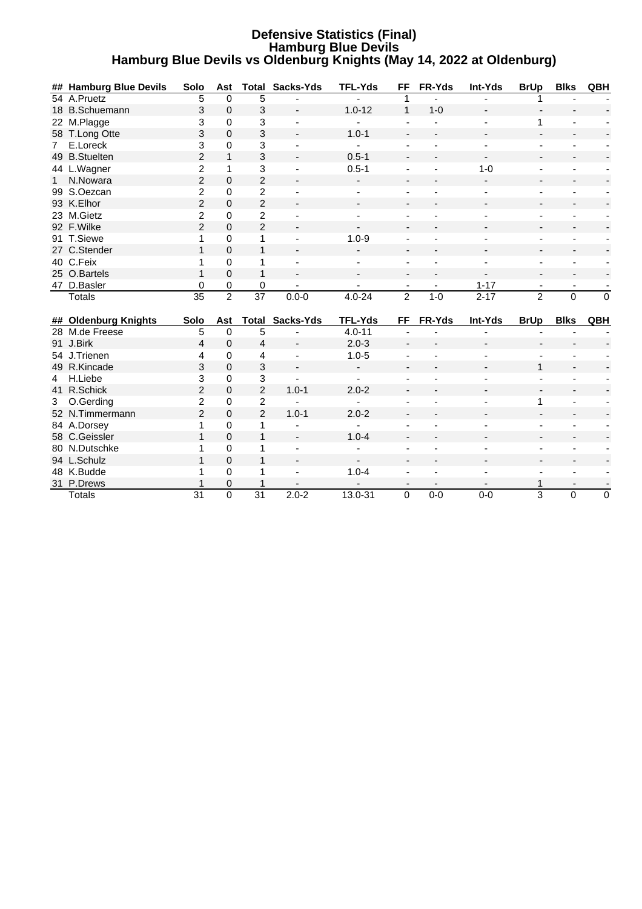# Defensive Statistics (Final)
## Hamburg Blue Devils
### Hamburg Blue Devils vs Oldenburg Knights (May 14, 2022 at Oldenburg)

| ## | Hamburg Blue Devils | Solo | Ast | Total | Sacks-Yds | TFL-Yds | FF | FR-Yds | Int-Yds | BrUp | Blks | QBH |
|---|---|---|---|---|---|---|---|---|---|---|---|---|
| 54 | A.Pruetz | 5 | 0 | 5 | - | - | 1 | - | - | 1 | - | - |
| 18 | B.Schuemann | 3 | 0 | 3 | - | 1.0-12 | 1 | 1-0 | - | - | - | - |
| 22 | M.Plagge | 3 | 0 | 3 | - | - | - | - | - | 1 | - | - |
| 58 | T.Long Otte | 3 | 0 | 3 | - | 1.0-1 | - | - | - | - | - | - |
| 7 | E.Loreck | 3 | 0 | 3 | - | - | - | - | - | - | - | - |
| 49 | B.Stuelten | 2 | 1 | 3 | - | 0.5-1 | - | - | - | - | - | - |
| 44 | L.Wagner | 2 | 1 | 3 | - | 0.5-1 | - | - | 1-0 | - | - | - |
| 1 | N.Nowara | 2 | 0 | 2 | - | - | - | - | - | - | - | - |
| 99 | S.Oezcan | 2 | 0 | 2 | - | - | - | - | - | - | - | - |
| 93 | K.Elhor | 2 | 0 | 2 | - | - | - | - | - | - | - | - |
| 23 | M.Gietz | 2 | 0 | 2 | - | - | - | - | - | - | - | - |
| 92 | F.Wilke | 2 | 0 | 2 | - | - | - | - | - | - | - | - |
| 91 | T.Siewe | 1 | 0 | 1 | - | 1.0-9 | - | - | - | - | - | - |
| 27 | C.Stender | 1 | 0 | 1 | - | - | - | - | - | - | - | - |
| 40 | C.Feix | 1 | 0 | 1 | - | - | - | - | - | - | - | - |
| 25 | O.Bartels | 1 | 0 | 1 | - | - | - | - | - | - | - | - |
| 47 | D.Basler | 0 | 0 | 0 | - | - | - | - | 1-17 | - | - | - |
| | Totals | 35 | 2 | 37 | 0.0-0 | 4.0-24 | 2 | 1-0 | 2-17 | 2 | 0 | 0 |

| ## | Oldenburg Knights | Solo | Ast | Total | Sacks-Yds | TFL-Yds | FF | FR-Yds | Int-Yds | BrUp | Blks | QBH |
|---|---|---|---|---|---|---|---|---|---|---|---|---|
| 28 | M.de Freese | 5 | 0 | 5 | - | 4.0-11 | - | - | - | - | - | - |
| 91 | J.Birk | 4 | 0 | 4 | - | 2.0-3 | - | - | - | - | - | - |
| 54 | J.Trienen | 4 | 0 | 4 | - | 1.0-5 | - | - | - | - | - | - |
| 49 | R.Kincade | 3 | 0 | 3 | - | - | - | - | - | 1 | - | - |
| 4 | H.Liebe | 3 | 0 | 3 | - | - | - | - | - | - | - | - |
| 41 | R.Schick | 2 | 0 | 2 | 1.0-1 | 2.0-2 | - | - | - | - | - | - |
| 3 | O.Gerding | 2 | 0 | 2 | - | - | - | - | - | 1 | - | - |
| 52 | N.Timmermann | 2 | 0 | 2 | 1.0-1 | 2.0-2 | - | - | - | - | - | - |
| 84 | A.Dorsey | 1 | 0 | 1 | - | - | - | - | - | - | - | - |
| 58 | C.Geissler | 1 | 0 | 1 | - | 1.0-4 | - | - | - | - | - | - |
| 80 | N.Dutschke | 1 | 0 | 1 | - | - | - | - | - | - | - | - |
| 94 | L.Schulz | 1 | 0 | 1 | - | - | - | - | - | - | - | - |
| 48 | K.Budde | 1 | 0 | 1 | - | 1.0-4 | - | - | - | - | - | - |
| 31 | P.Drews | 1 | 0 | 1 | - | - | - | - | - | 1 | - | - |
| | Totals | 31 | 0 | 31 | 2.0-2 | 13.0-31 | 0 | 0-0 | 0-0 | 3 | 0 | 0 |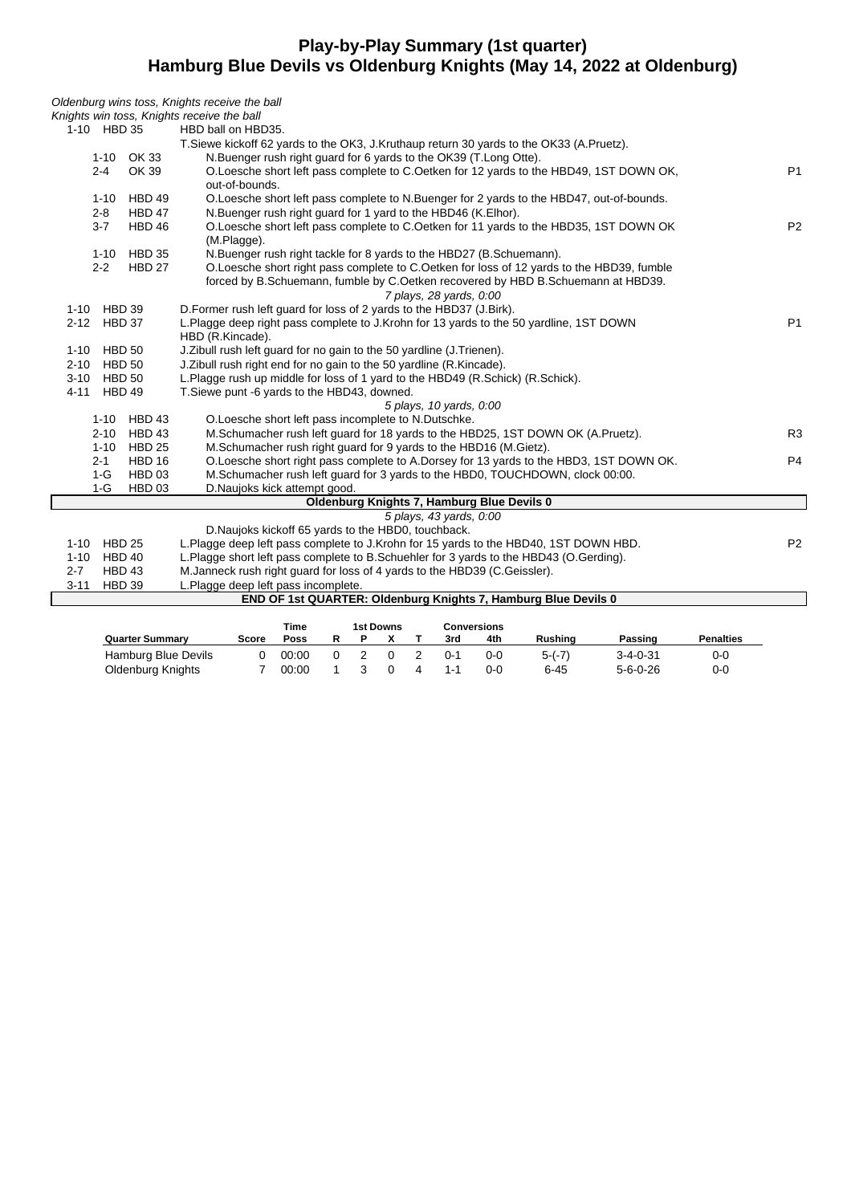# Play-by-Play Summary (1st quarter)
## Hamburg Blue Devils vs Oldenburg Knights (May 14, 2022 at Oldenburg)

*Oldenburg wins toss, Knights receive the ball*
*Knights win toss, Knights receive the ball*

| Down | Spot | Play | |
|---|---|---|---|
| 1-10 | HBD 35 | HBD ball on HBD35. | |
| | | T.Siewe kickoff 62 yards to the OK3, J.Kruthaup return 30 yards to the OK33 (A.Pruetz). | |
| 1-10 | OK 33 | N.Buenger rush right guard for 6 yards to the OK39 (T.Long Otte). | |
| 2-4 | OK 39 | O.Loesche short left pass complete to C.Oetken for 12 yards to the HBD49, 1ST DOWN OK, out-of-bounds. | P1 |
| 1-10 | HBD 49 | O.Loesche short left pass complete to N.Buenger for 2 yards to the HBD47, out-of-bounds. | |
| 2-8 | HBD 47 | N.Buenger rush right guard for 1 yard to the HBD46 (K.Elhor). | |
| 3-7 | HBD 46 | O.Loesche short left pass complete to C.Oetken for 11 yards to the HBD35, 1ST DOWN OK (M.Plagge). | P2 |
| 1-10 | HBD 35 | N.Buenger rush right tackle for 8 yards to the HBD27 (B.Schuemann). | |
| 2-2 | HBD 27 | O.Loesche short right pass complete to C.Oetken for loss of 12 yards to the HBD39, fumble forced by B.Schuemann, fumble by C.Oetken recovered by HBD B.Schuemann at HBD39. | |
| | | *7 plays, 28 yards, 0:00* | |
| 1-10 | HBD 39 | D.Former rush left guard for loss of 2 yards to the HBD37 (J.Birk). | |
| 2-12 | HBD 37 | L.Plagge deep right pass complete to J.Krohn for 13 yards to the 50 yardline, 1ST DOWN HBD (R.Kincade). | P1 |
| 1-10 | HBD 50 | J.Zibull rush left guard for no gain to the 50 yardline (J.Trienen). | |
| 2-10 | HBD 50 | J.Zibull rush right end for no gain to the 50 yardline (R.Kincade). | |
| 3-10 | HBD 50 | L.Plagge rush up middle for loss of 1 yard to the HBD49 (R.Schick) (R.Schick). | |
| 4-11 | HBD 49 | T.Siewe punt -6 yards to the HBD43, downed. | |
| | | *5 plays, 10 yards, 0:00* | |
| 1-10 | HBD 43 | O.Loesche short left pass incomplete to N.Dutschke. | |
| 2-10 | HBD 43 | M.Schumacher rush left guard for 18 yards to the HBD25, 1ST DOWN OK (A.Pruetz). | R3 |
| 1-10 | HBD 25 | M.Schumacher rush right guard for 9 yards to the HBD16 (M.Gietz). | |
| 2-1 | HBD 16 | O.Loesche short right pass complete to A.Dorsey for 13 yards to the HBD3, 1ST DOWN OK. | P4 |
| 1-G | HBD 03 | M.Schumacher rush left guard for 3 yards to the HBD0, TOUCHDOWN, clock 00:00. | |
| 1-G | HBD 03 | D.Naujoks kick attempt good. | |
| | | **Oldenburg Knights 7, Hamburg Blue Devils 0** | |
| | | *5 plays, 43 yards, 0:00* | |
| | | D.Naujoks kickoff 65 yards to the HBD0, touchback. | |
| 1-10 | HBD 25 | L.Plagge deep left pass complete to J.Krohn for 15 yards to the HBD40, 1ST DOWN HBD. | P2 |
| 1-10 | HBD 40 | L.Plagge short left pass complete to B.Schuehler for 3 yards to the HBD43 (O.Gerding). | |
| 2-7 | HBD 43 | M.Janneck rush right guard for loss of 4 yards to the HBD39 (C.Geissler). | |
| 3-11 | HBD 39 | L.Plagge deep left pass incomplete. | |
| | | **END OF 1st QUARTER: Oldenburg Knights 7, Hamburg Blue Devils 0** | |

| Quarter Summary | Score | Time Poss | 1st Downs R | P | X | T | Conversions 3rd | 4th | Rushing | Passing | Penalties |
|---|---|---|---|---|---|---|---|---|---|---|---|
| Hamburg Blue Devils | 0 | 00:00 | 0 | 2 | 0 | 2 | 0-1 | 0-0 | 5-(-7) | 3-4-0-31 | 0-0 |
| Oldenburg Knights | 7 | 00:00 | 1 | 3 | 0 | 4 | 1-1 | 0-0 | 6-45 | 5-6-0-26 | 0-0 |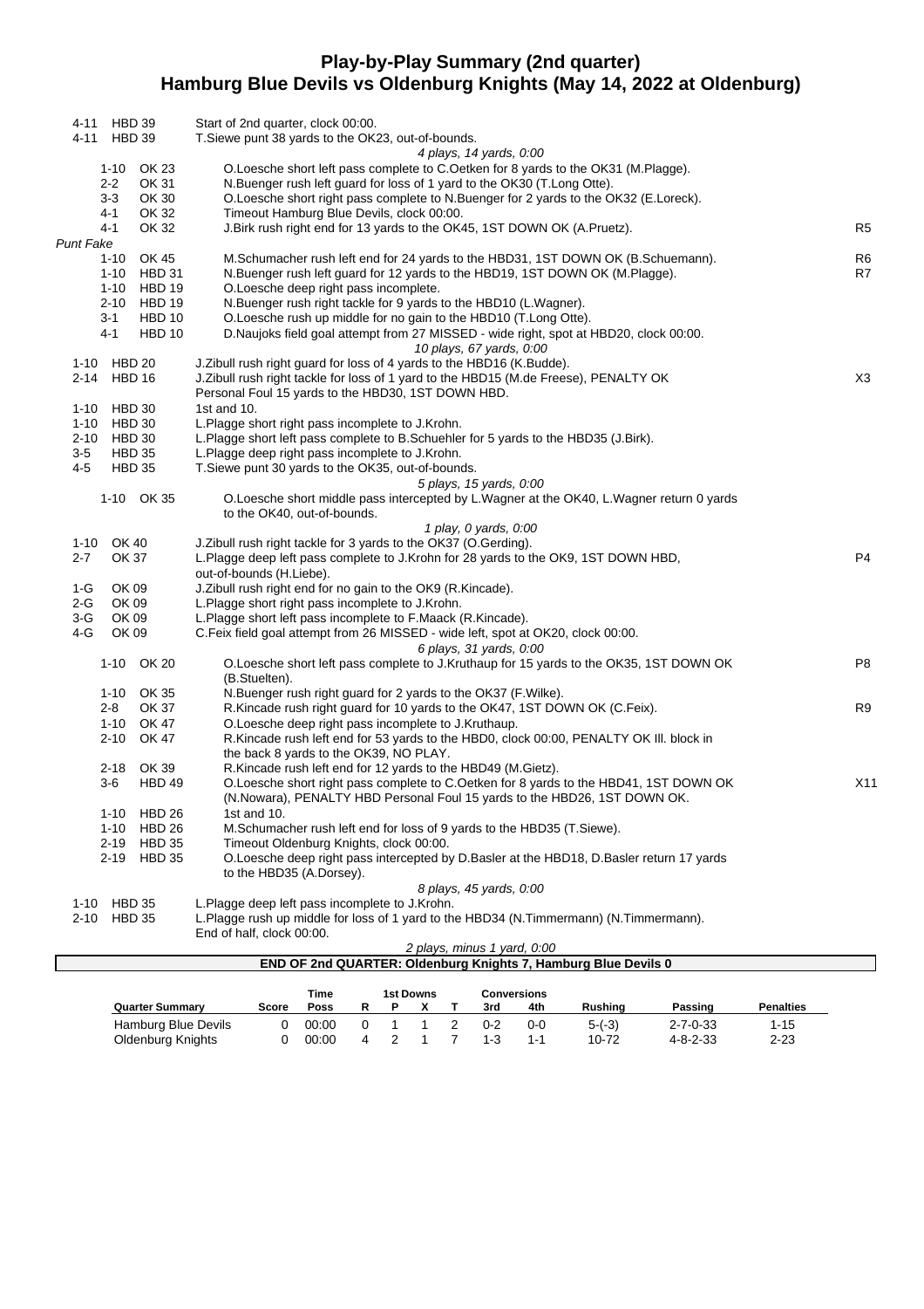# Play-by-Play Summary (2nd quarter)
## Hamburg Blue Devils vs Oldenburg Knights (May 14, 2022 at Oldenburg)

| Down | Spot | Play | |
|---|---|---|---|
| 4-11 | HBD 39 | Start of 2nd quarter, clock 00:00. | |
| 4-11 | HBD 39 | T.Siewe punt 38 yards to the OK23, out-of-bounds. | |
| | | *4 plays, 14 yards, 0:00* | |
| 1-10 | OK 23 | O.Loesche short left pass complete to C.Oetken for 8 yards to the OK31 (M.Plagge). | |
| 2-2 | OK 31 | N.Buenger rush left guard for loss of 1 yard to the OK30 (T.Long Otte). | |
| 3-3 | OK 30 | O.Loesche short right pass complete to N.Buenger for 2 yards to the OK32 (E.Loreck). | |
| 4-1 | OK 32 | Timeout Hamburg Blue Devils, clock 00:00. | |
| 4-1 | OK 32 | J.Birk rush right end for 13 yards to the OK45, 1ST DOWN OK (A.Pruetz). | R5 |
| *Punt Fake* | | | |
| 1-10 | OK 45 | M.Schumacher rush left end for 24 yards to the HBD31, 1ST DOWN OK (B.Schuemann). | R6 |
| 1-10 | HBD 31 | N.Buenger rush left guard for 12 yards to the HBD19, 1ST DOWN OK (M.Plagge). | R7 |
| 1-10 | HBD 19 | O.Loesche deep right pass incomplete. | |
| 2-10 | HBD 19 | N.Buenger rush right tackle for 9 yards to the HBD10 (L.Wagner). | |
| 3-1 | HBD 10 | O.Loesche rush up middle for no gain to the HBD10 (T.Long Otte). | |
| 4-1 | HBD 10 | D.Naujoks field goal attempt from 27 MISSED - wide right, spot at HBD20, clock 00:00. | |
| | | *10 plays, 67 yards, 0:00* | |
| 1-10 | HBD 20 | J.Zibull rush right guard for loss of 4 yards to the HBD16 (K.Budde). | |
| 2-14 | HBD 16 | J.Zibull rush right tackle for loss of 1 yard to the HBD15 (M.de Freese), PENALTY OK Personal Foul 15 yards to the HBD30, 1ST DOWN HBD. | X3 |
| 1-10 | HBD 30 | 1st and 10. | |
| 1-10 | HBD 30 | L.Plagge short right pass incomplete to J.Krohn. | |
| 2-10 | HBD 30 | L.Plagge short left pass complete to B.Schuehler for 5 yards to the HBD35 (J.Birk). | |
| 3-5 | HBD 35 | L.Plagge deep right pass incomplete to J.Krohn. | |
| 4-5 | HBD 35 | T.Siewe punt 30 yards to the OK35, out-of-bounds. | |
| | | *5 plays, 15 yards, 0:00* | |
| 1-10 | OK 35 | O.Loesche short middle pass intercepted by L.Wagner at the OK40, L.Wagner return 0 yards to the OK40, out-of-bounds. | |
| | | *1 play, 0 yards, 0:00* | |
| 1-10 | OK 40 | J.Zibull rush right tackle for 3 yards to the OK37 (O.Gerding). | |
| 2-7 | OK 37 | L.Plagge deep left pass complete to J.Krohn for 28 yards to the OK9, 1ST DOWN HBD, out-of-bounds (H.Liebe). | P4 |
| 1-G | OK 09 | J.Zibull rush right end for no gain to the OK9 (R.Kincade). | |
| 2-G | OK 09 | L.Plagge short right pass incomplete to J.Krohn. | |
| 3-G | OK 09 | L.Plagge short left pass incomplete to F.Maack (R.Kincade). | |
| 4-G | OK 09 | C.Feix field goal attempt from 26 MISSED - wide left, spot at OK20, clock 00:00. | |
| | | *6 plays, 31 yards, 0:00* | |
| 1-10 | OK 20 | O.Loesche short left pass complete to J.Kruthaup for 15 yards to the OK35, 1ST DOWN OK (B.Stuelten). | P8 |
| 1-10 | OK 35 | N.Buenger rush right guard for 2 yards to the OK37 (F.Wilke). | |
| 2-8 | OK 37 | R.Kincade rush right guard for 10 yards to the OK47, 1ST DOWN OK (C.Feix). | R9 |
| 1-10 | OK 47 | O.Loesche deep right pass incomplete to J.Kruthaup. | |
| 2-10 | OK 47 | R.Kincade rush left end for 53 yards to the HBD0, clock 00:00, PENALTY OK Ill. block in the back 8 yards to the OK39, NO PLAY. | |
| 2-18 | OK 39 | R.Kincade rush left end for 12 yards to the HBD49 (M.Gietz). | |
| 3-6 | HBD 49 | O.Loesche short right pass complete to C.Oetken for 8 yards to the HBD41, 1ST DOWN OK (N.Nowara), PENALTY HBD Personal Foul 15 yards to the HBD26, 1ST DOWN OK. | X11 |
| 1-10 | HBD 26 | 1st and 10. | |
| 1-10 | HBD 26 | M.Schumacher rush left end for loss of 9 yards to the HBD35 (T.Siewe). | |
| 2-19 | HBD 35 | Timeout Oldenburg Knights, clock 00:00. | |
| 2-19 | HBD 35 | O.Loesche deep right pass intercepted by D.Basler at the HBD18, D.Basler return 17 yards to the HBD35 (A.Dorsey). | |
| | | *8 plays, 45 yards, 0:00* | |
| 1-10 | HBD 35 | L.Plagge deep left pass incomplete to J.Krohn. | |
| 2-10 | HBD 35 | L.Plagge rush up middle for loss of 1 yard to the HBD34 (N.Timmermann) (N.Timmermann). End of half, clock 00:00. | |
| | | *2 plays, minus 1 yard, 0:00* | |

**END OF 2nd QUARTER: Oldenburg Knights 7, Hamburg Blue Devils 0**

| Quarter Summary | Score | Time Poss | 1st Downs R | 1st Downs P | 1st Downs X | 1st Downs T | Conversions 3rd | Conversions 4th | Rushing | Passing | Penalties |
|---|---|---|---|---|---|---|---|---|---|---|---|
| Hamburg Blue Devils | 0 | 00:00 | 0 | 1 | 1 | 2 | 0-2 | 0-0 | 5-(-3) | 2-7-0-33 | 1-15 |
| Oldenburg Knights | 0 | 00:00 | 4 | 2 | 1 | 7 | 1-3 | 1-1 | 10-72 | 4-8-2-33 | 2-23 |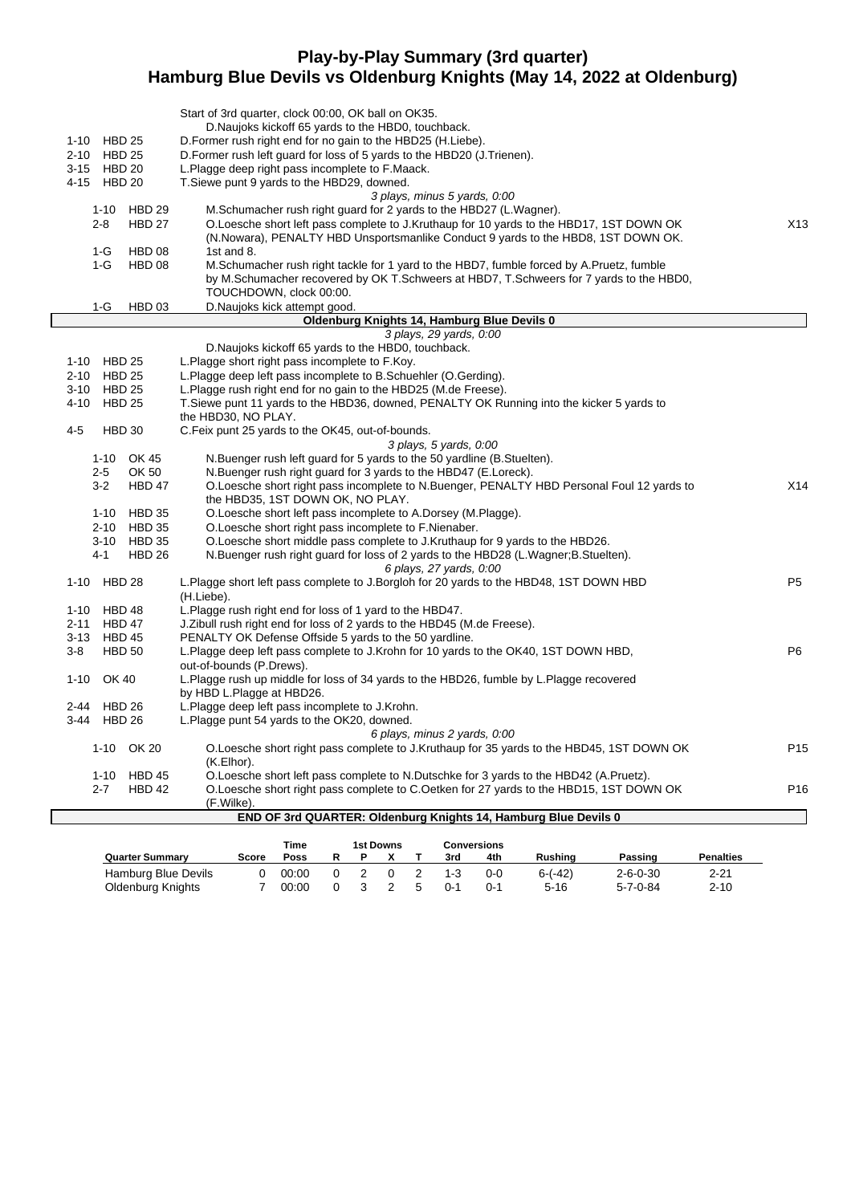# Play-by-Play Summary (3rd quarter)
## Hamburg Blue Devils vs Oldenburg Knights (May 14, 2022 at Oldenburg)

Start of 3rd quarter, clock 00:00, OK ball on OK35.
D.Naujoks kickoff 65 yards to the HBD0, touchback.

| Down | Spot | Play | |
|---|---|---|---|
| 1-10 | HBD 25 | D.Former rush right end for no gain to the HBD25 (H.Liebe). | |
| 2-10 | HBD 25 | D.Former rush left guard for loss of 5 yards to the HBD20 (J.Trienen). | |
| 3-15 | HBD 20 | L.Plagge deep right pass incomplete to F.Maack. | |
| 4-15 | HBD 20 | T.Siewe punt 9 yards to the HBD29, downed. | |
| | | *3 plays, minus 5 yards, 0:00* | |
| 1-10 | HBD 29 | M.Schumacher rush right guard for 2 yards to the HBD27 (L.Wagner). | |
| 2-8 | HBD 27 | O.Loesche short left pass complete to J.Kruthaup for 10 yards to the HBD17, 1ST DOWN OK (N.Nowara), PENALTY HBD Unsportsmanlike Conduct 9 yards to the HBD8, 1ST DOWN OK. | X13 |
| 1-G | HBD 08 | 1st and 8. | |
| 1-G | HBD 08 | M.Schumacher rush right tackle for 1 yard to the HBD7, fumble forced by A.Pruetz, fumble by M.Schumacher recovered by OK T.Schweers at HBD7, T.Schweers for 7 yards to the HBD0, TOUCHDOWN, clock 00:00. | |
| 1-G | HBD 03 | D.Naujoks kick attempt good. | |
| | | **Oldenburg Knights 14, Hamburg Blue Devils 0** | |
| | | *3 plays, 29 yards, 0:00* | |
| | | D.Naujoks kickoff 65 yards to the HBD0, touchback. | |
| 1-10 | HBD 25 | L.Plagge short right pass incomplete to F.Koy. | |
| 2-10 | HBD 25 | L.Plagge deep left pass incomplete to B.Schuehler (O.Gerding). | |
| 3-10 | HBD 25 | L.Plagge rush right end for no gain to the HBD25 (M.de Freese). | |
| 4-10 | HBD 25 | T.Siewe punt 11 yards to the HBD36, downed, PENALTY OK Running into the kicker 5 yards to the HBD30, NO PLAY. | |
| 4-5 | HBD 30 | C.Feix punt 25 yards to the OK45, out-of-bounds. | |
| | | *3 plays, 5 yards, 0:00* | |
| 1-10 | OK 45 | N.Buenger rush left guard for 5 yards to the 50 yardline (B.Stuelten). | |
| 2-5 | OK 50 | N.Buenger rush right guard for 3 yards to the HBD47 (E.Loreck). | |
| 3-2 | HBD 47 | O.Loesche short right pass incomplete to N.Buenger, PENALTY HBD Personal Foul 12 yards to the HBD35, 1ST DOWN OK, NO PLAY. | X14 |
| 1-10 | HBD 35 | O.Loesche short left pass incomplete to A.Dorsey (M.Plagge). | |
| 2-10 | HBD 35 | O.Loesche short right pass incomplete to F.Nienaber. | |
| 3-10 | HBD 35 | O.Loesche short middle pass complete to J.Kruthaup for 9 yards to the HBD26. | |
| 4-1 | HBD 26 | N.Buenger rush right guard for loss of 2 yards to the HBD28 (L.Wagner;B.Stuelten). | |
| | | *6 plays, 27 yards, 0:00* | |
| 1-10 | HBD 28 | L.Plagge short left pass complete to J.Borgloh for 20 yards to the HBD48, 1ST DOWN HBD (H.Liebe). | P5 |
| 1-10 | HBD 48 | L.Plagge rush right end for loss of 1 yard to the HBD47. | |
| 2-11 | HBD 47 | J.Zibull rush right end for loss of 2 yards to the HBD45 (M.de Freese). | |
| 3-13 | HBD 45 | PENALTY OK Defense Offside 5 yards to the 50 yardline. | |
| 3-8 | HBD 50 | L.Plagge deep left pass complete to J.Krohn for 10 yards to the OK40, 1ST DOWN HBD, out-of-bounds (P.Drews). | P6 |
| 1-10 | OK 40 | L.Plagge rush up middle for loss of 34 yards to the HBD26, fumble by L.Plagge recovered by HBD L.Plagge at HBD26. | |
| 2-44 | HBD 26 | L.Plagge deep left pass incomplete to J.Krohn. | |
| 3-44 | HBD 26 | L.Plagge punt 54 yards to the OK20, downed. | |
| | | *6 plays, minus 2 yards, 0:00* | |
| 1-10 | OK 20 | O.Loesche short right pass complete to J.Kruthaup for 35 yards to the HBD45, 1ST DOWN OK (K.Elhor). | P15 |
| 1-10 | HBD 45 | O.Loesche short left pass complete to N.Dutschke for 3 yards to the HBD42 (A.Pruetz). | |
| 2-7 | HBD 42 | O.Loesche short right pass complete to C.Oetken for 27 yards to the HBD15, 1ST DOWN OK (F.Wilke). | P16 |
| | | **END OF 3rd QUARTER: Oldenburg Knights 14, Hamburg Blue Devils 0** | |

| Quarter Summary | Score | Time Poss | 1st Downs R | 1st Downs P | 1st Downs X | 1st Downs T | Conversions 3rd | Conversions 4th | Rushing | Passing | Penalties |
|---|---|---|---|---|---|---|---|---|---|---|---|
| Hamburg Blue Devils | 0 | 00:00 | 0 | 2 | 0 | 2 | 1-3 | 0-0 | 6-(-42) | 2-6-0-30 | 2-21 |
| Oldenburg Knights | 7 | 00:00 | 0 | 3 | 2 | 5 | 0-1 | 0-1 | 5-16 | 5-7-0-84 | 2-10 |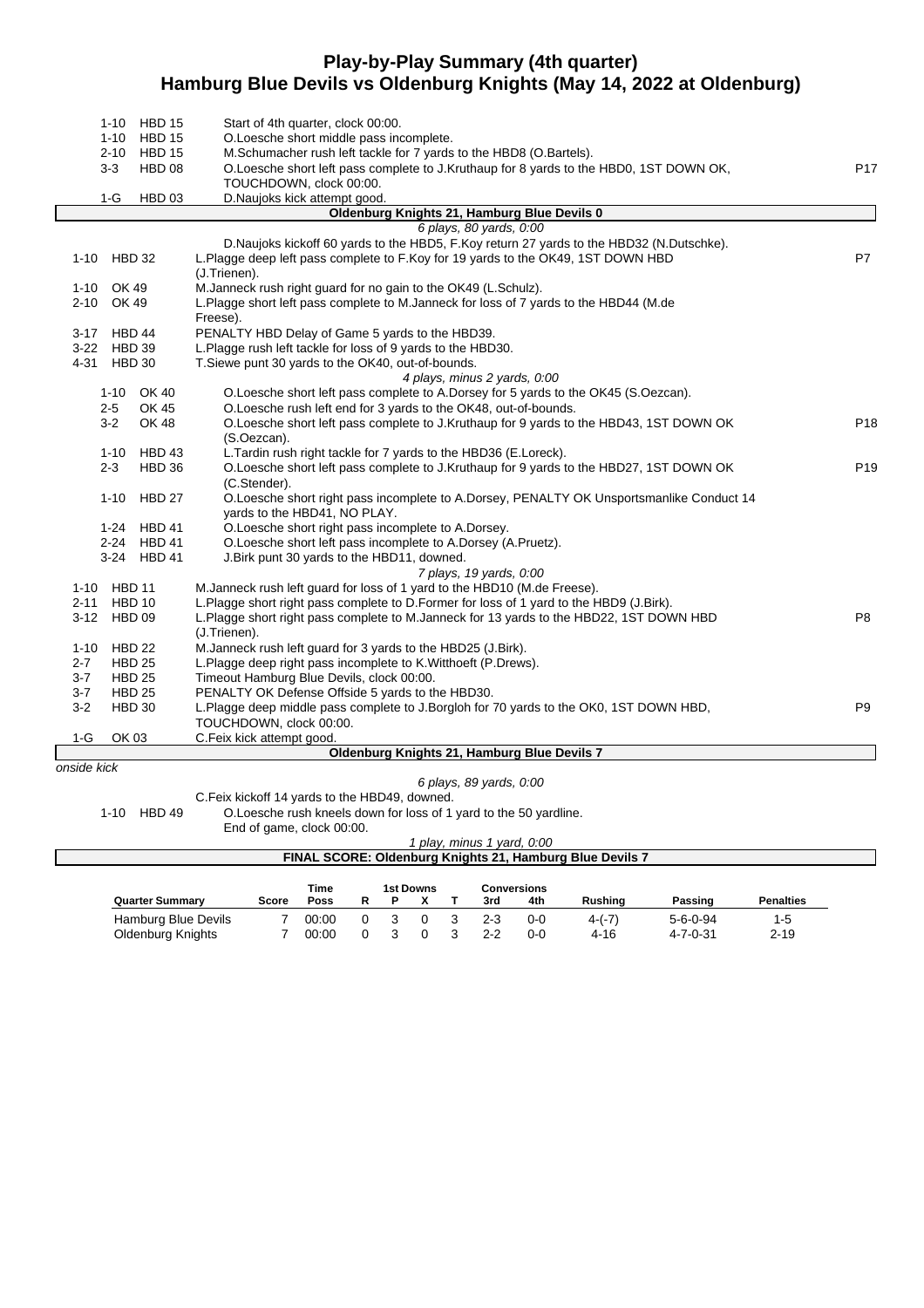# Play-by-Play Summary (4th quarter)
## Hamburg Blue Devils vs Oldenburg Knights (May 14, 2022 at Oldenburg)

| | | | |
|---|---|---|---|
| 1-10 | HBD 15 | Start of 4th quarter, clock 00:00. | |
| 1-10 | HBD 15 | O.Loesche short middle pass incomplete. | |
| 2-10 | HBD 15 | M.Schumacher rush left tackle for 7 yards to the HBD8 (O.Bartels). | |
| 3-3 | HBD 08 | O.Loesche short left pass complete to J.Kruthaup for 8 yards to the HBD0, 1ST DOWN OK, TOUCHDOWN, clock 00:00. | P17 |
| 1-G | HBD 03 | D.Naujoks kick attempt good. | |

**Oldenburg Knights 21, Hamburg Blue Devils 0**

*6 plays, 80 yards, 0:00*

| | | | |
|---|---|---|---|
| | | D.Naujoks kickoff 60 yards to the HBD5, F.Koy return 27 yards to the HBD32 (N.Dutschke). | |
| 1-10 | HBD 32 | L.Plagge deep left pass complete to F.Koy for 19 yards to the OK49, 1ST DOWN HBD (J.Trienen). | P7 |
| 1-10 | OK 49 | M.Janneck rush right guard for no gain to the OK49 (L.Schulz). | |
| 2-10 | OK 49 | L.Plagge short left pass complete to M.Janneck for loss of 7 yards to the HBD44 (M.de Freese). | |
| 3-17 | HBD 44 | PENALTY HBD Delay of Game 5 yards to the HBD39. | |
| 3-22 | HBD 39 | L.Plagge rush left tackle for loss of 9 yards to the HBD30. | |
| 4-31 | HBD 30 | T.Siewe punt 30 yards to the OK40, out-of-bounds. | |

*4 plays, minus 2 yards, 0:00*

| | | | |
|---|---|---|---|
| 1-10 | OK 40 | O.Loesche short left pass complete to A.Dorsey for 5 yards to the OK45 (S.Oezcan). | |
| 2-5 | OK 45 | O.Loesche rush left end for 3 yards to the OK48, out-of-bounds. | |
| 3-2 | OK 48 | O.Loesche short left pass complete to J.Kruthaup for 9 yards to the HBD43, 1ST DOWN OK (S.Oezcan). | P18 |
| 1-10 | HBD 43 | L.Tardin rush right tackle for 7 yards to the HBD36 (E.Loreck). | |
| 2-3 | HBD 36 | O.Loesche short left pass complete to J.Kruthaup for 9 yards to the HBD27, 1ST DOWN OK (C.Stender). | P19 |
| 1-10 | HBD 27 | O.Loesche short right pass incomplete to A.Dorsey, PENALTY OK Unsportsmanlike Conduct 14 yards to the HBD41, NO PLAY. | |
| 1-24 | HBD 41 | O.Loesche short right pass incomplete to A.Dorsey. | |
| 2-24 | HBD 41 | O.Loesche short left pass incomplete to A.Dorsey (A.Pruetz). | |
| 3-24 | HBD 41 | J.Birk punt 30 yards to the HBD11, downed. | |

*7 plays, 19 yards, 0:00*

| | | | |
|---|---|---|---|
| 1-10 | HBD 11 | M.Janneck rush left guard for loss of 1 yard to the HBD10 (M.de Freese). | |
| 2-11 | HBD 10 | L.Plagge short right pass complete to D.Former for loss of 1 yard to the HBD9 (J.Birk). | |
| 3-12 | HBD 09 | L.Plagge short right pass complete to M.Janneck for 13 yards to the HBD22, 1ST DOWN HBD (J.Trienen). | P8 |
| 1-10 | HBD 22 | M.Janneck rush left guard for 3 yards to the HBD25 (J.Birk). | |
| 2-7 | HBD 25 | L.Plagge deep right pass incomplete to K.Witthoeft (P.Drews). | |
| 3-7 | HBD 25 | Timeout Hamburg Blue Devils, clock 00:00. | |
| 3-7 | HBD 25 | PENALTY OK Defense Offside 5 yards to the HBD30. | |
| 3-2 | HBD 30 | L.Plagge deep middle pass complete to J.Borgloh for 70 yards to the OK0, 1ST DOWN HBD, TOUCHDOWN, clock 00:00. | P9 |
| 1-G | OK 03 | C.Feix kick attempt good. | |

**Oldenburg Knights 21, Hamburg Blue Devils 7**

*onside kick*

*6 plays, 89 yards, 0:00*

| | | | |
|---|---|---|---|
| | | C.Feix kickoff 14 yards to the HBD49, downed. | |
| 1-10 | HBD 49 | O.Loesche rush kneels down for loss of 1 yard to the 50 yardline. | |
| | | End of game, clock 00:00. | |

*1 play, minus 1 yard, 0:00*

**FINAL SCORE: Oldenburg Knights 21, Hamburg Blue Devils 7**

| Quarter Summary | Score | Time Poss | 1st Downs R | P | X | T | Conversions 3rd | 4th | Rushing | Passing | Penalties |
|---|---|---|---|---|---|---|---|---|---|---|---|
| Hamburg Blue Devils | 7 | 00:00 | 0 | 3 | 0 | 3 | 2-3 | 0-0 | 4-(-7) | 5-6-0-94 | 1-5 |
| Oldenburg Knights | 7 | 00:00 | 0 | 3 | 0 | 3 | 2-2 | 0-0 | 4-16 | 4-7-0-31 | 2-19 |